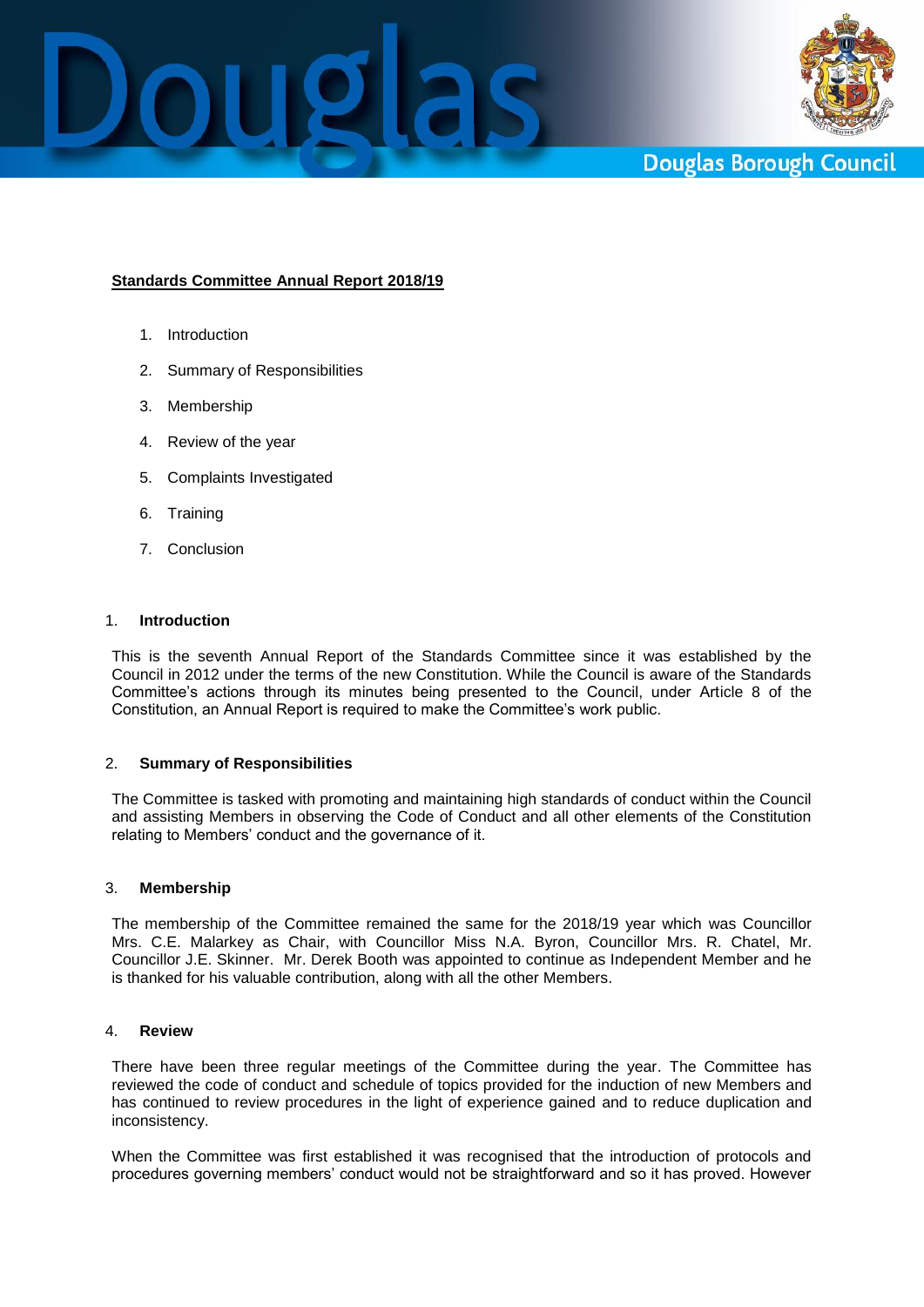## Standards Committee Annual Report 2018/19

1. Introduction
2. Summary of Responsibilities
3. Membership
4. Review of the year
5. Complaints Investigated
6. Training
7. Conclusion

### 1. Introduction

This is the seventh Annual Report of the Standards Committee since it was established by the Council in 2012 under the terms of the new Constitution. While the Council is aware of the Standards Committee's actions through its minutes being presented to the Council, under Article 8 of the Constitution, an Annual Report is required to make the Committee's work public.

### 2. Summary of Responsibilities

The Committee is tasked with promoting and maintaining high standards of conduct within the Council and assisting Members in observing the Code of Conduct and all other elements of the Constitution relating to Members' conduct and the governance of it.

### 3. Membership

The membership of the Committee remained the same for the 2018/19 year which was Councillor Mrs. C.E. Malarkey as Chair, with Councillor Miss N.A. Byron, Councillor Mrs. R. Chatel, Mr. Councillor J.E. Skinner. Mr. Derek Booth was appointed to continue as Independent Member and he is thanked for his valuable contribution, along with all the other Members.

### 4. Review

There have been three regular meetings of the Committee during the year. The Committee has reviewed the code of conduct and schedule of topics provided for the induction of new Members and has continued to review procedures in the light of experience gained and to reduce duplication and inconsistency.

When the Committee was first established it was recognised that the introduction of protocols and procedures governing members' conduct would not be straightforward and so it has proved. However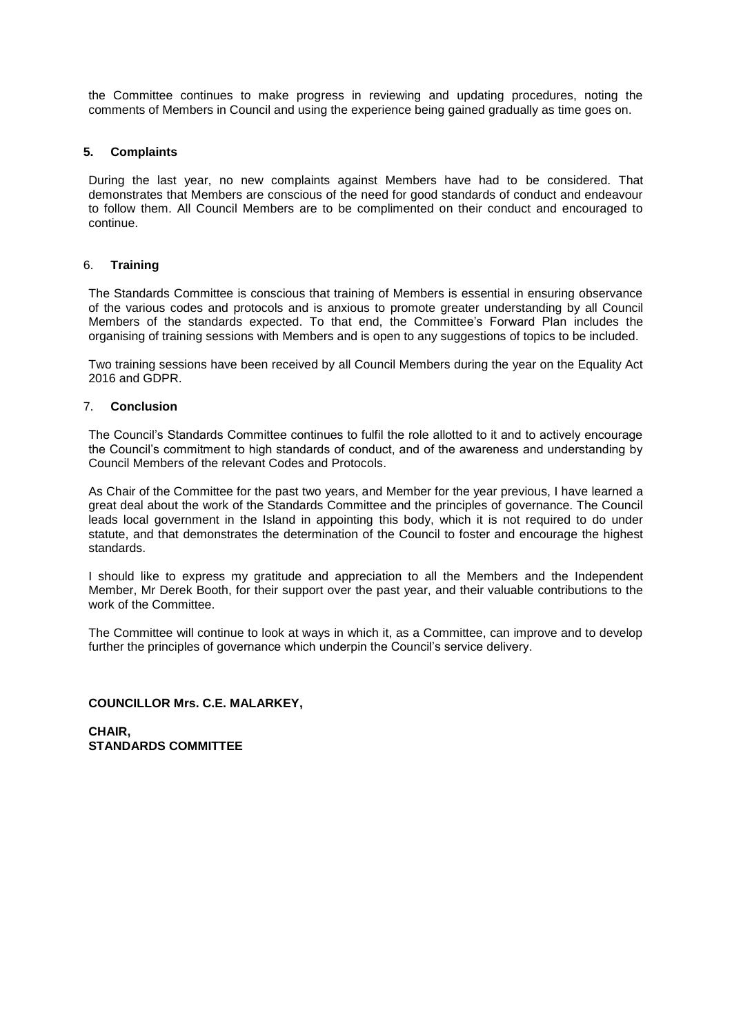the Committee continues to make progress in reviewing and updating procedures, noting the comments of Members in Council and using the experience being gained gradually as time goes on.

## 5. Complaints

During the last year, no new complaints against Members have had to be considered. That demonstrates that Members are conscious of the need for good standards of conduct and endeavour to follow them. All Council Members are to be complimented on their conduct and encouraged to continue.

## 6. Training

The Standards Committee is conscious that training of Members is essential in ensuring observance of the various codes and protocols and is anxious to promote greater understanding by all Council Members of the standards expected. To that end, the Committee's Forward Plan includes the organising of training sessions with Members and is open to any suggestions of topics to be included.

Two training sessions have been received by all Council Members during the year on the Equality Act 2016 and GDPR.

## 7. Conclusion

The Council's Standards Committee continues to fulfil the role allotted to it and to actively encourage the Council's commitment to high standards of conduct, and of the awareness and understanding by Council Members of the relevant Codes and Protocols.

As Chair of the Committee for the past two years, and Member for the year previous, I have learned a great deal about the work of the Standards Committee and the principles of governance. The Council leads local government in the Island in appointing this body, which it is not required to do under statute, and that demonstrates the determination of the Council to foster and encourage the highest standards.

I should like to express my gratitude and appreciation to all the Members and the Independent Member, Mr Derek Booth, for their support over the past year, and their valuable contributions to the work of the Committee.

The Committee will continue to look at ways in which it, as a Committee, can improve and to develop further the principles of governance which underpin the Council's service delivery.

**COUNCILLOR Mrs. C.E. MALARKEY,**

**CHAIR,**
**STANDARDS COMMITTEE**